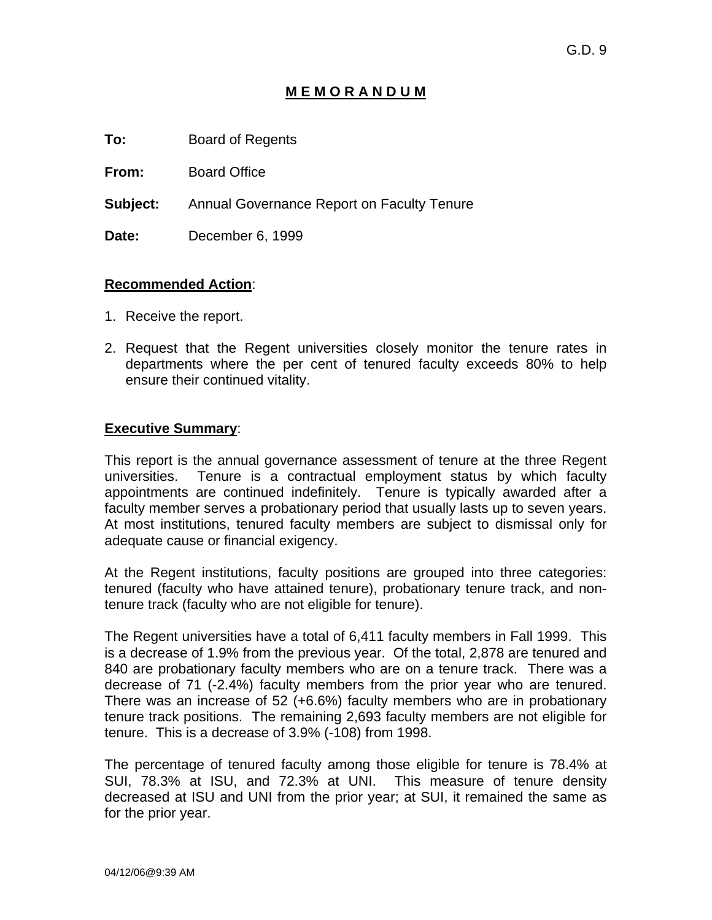G.D. 9

# M E M O R A N D U M

**To:** Board of Regents

**From:** Board Office

**Subject:** Annual Governance Report on Faculty Tenure

**Date:** December 6, 1999

**Recommended Action:**

1. Receive the report.
2. Request that the Regent universities closely monitor the tenure rates in departments where the per cent of tenured faculty exceeds 80% to help ensure their continued vitality.

**Executive Summary:**

This report is the annual governance assessment of tenure at the three Regent universities. Tenure is a contractual employment status by which faculty appointments are continued indefinitely. Tenure is typically awarded after a faculty member serves a probationary period that usually lasts up to seven years. At most institutions, tenured faculty members are subject to dismissal only for adequate cause or financial exigency.

At the Regent institutions, faculty positions are grouped into three categories: tenured (faculty who have attained tenure), probationary tenure track, and non-tenure track (faculty who are not eligible for tenure).

The Regent universities have a total of 6,411 faculty members in Fall 1999. This is a decrease of 1.9% from the previous year. Of the total, 2,878 are tenured and 840 are probationary faculty members who are on a tenure track. There was a decrease of 71 (-2.4%) faculty members from the prior year who are tenured. There was an increase of 52 (+6.6%) faculty members who are in probationary tenure track positions. The remaining 2,693 faculty members are not eligible for tenure. This is a decrease of 3.9% (-108) from 1998.

The percentage of tenured faculty among those eligible for tenure is 78.4% at SUI, 78.3% at ISU, and 72.3% at UNI. This measure of tenure density decreased at ISU and UNI from the prior year; at SUI, it remained the same as for the prior year.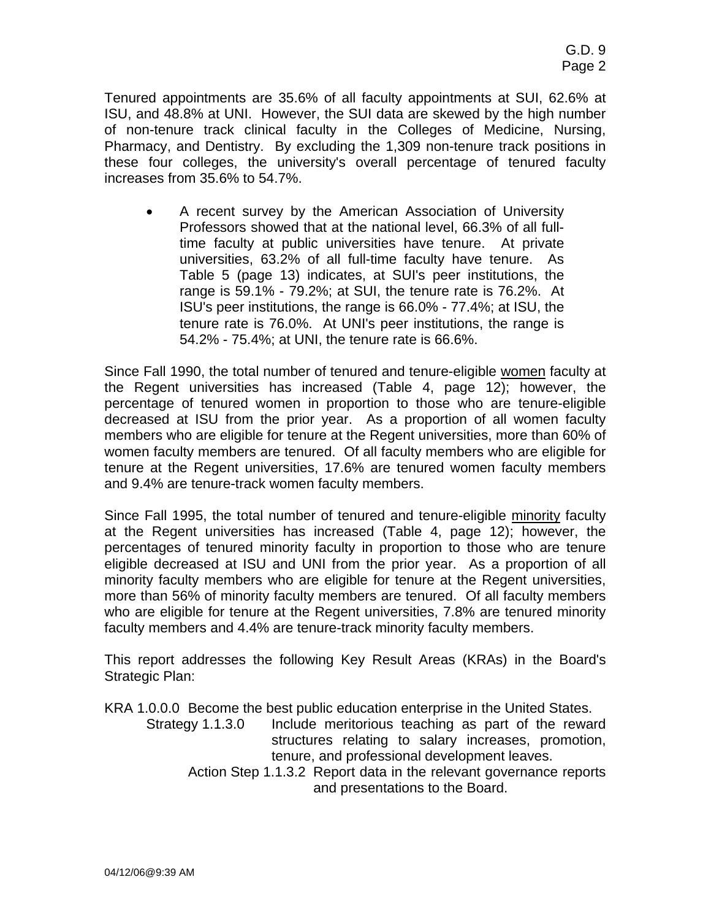Tenured appointments are 35.6% of all faculty appointments at SUI, 62.6% at ISU, and 48.8% at UNI. However, the SUI data are skewed by the high number of non-tenure track clinical faculty in the Colleges of Medicine, Nursing, Pharmacy, and Dentistry. By excluding the 1,309 non-tenure track positions in these four colleges, the university's overall percentage of tenured faculty increases from 35.6% to 54.7%.

- A recent survey by the American Association of University Professors showed that at the national level, 66.3% of all full-time faculty at public universities have tenure. At private universities, 63.2% of all full-time faculty have tenure. As Table 5 (page 13) indicates, at SUI's peer institutions, the range is 59.1% - 79.2%; at SUI, the tenure rate is 76.2%. At ISU's peer institutions, the range is 66.0% - 77.4%; at ISU, the tenure rate is 76.0%. At UNI's peer institutions, the range is 54.2% - 75.4%; at UNI, the tenure rate is 66.6%.

Since Fall 1990, the total number of tenured and tenure-eligible <u>women</u> faculty at the Regent universities has increased (Table 4, page 12); however, the percentage of tenured women in proportion to those who are tenure-eligible decreased at ISU from the prior year. As a proportion of all women faculty members who are eligible for tenure at the Regent universities, more than 60% of women faculty members are tenured. Of all faculty members who are eligible for tenure at the Regent universities, 17.6% are tenured women faculty members and 9.4% are tenure-track women faculty members.

Since Fall 1995, the total number of tenured and tenure-eligible <u>minority</u> faculty at the Regent universities has increased (Table 4, page 12); however, the percentages of tenured minority faculty in proportion to those who are tenure eligible decreased at ISU and UNI from the prior year. As a proportion of all minority faculty members who are eligible for tenure at the Regent universities, more than 56% of minority faculty members are tenured. Of all faculty members who are eligible for tenure at the Regent universities, 7.8% are tenured minority faculty members and 4.4% are tenure-track minority faculty members.

This report addresses the following Key Result Areas (KRAs) in the Board's Strategic Plan:

KRA 1.0.0.0 Become the best public education enterprise in the United States.

- Strategy 1.1.3.0 Include meritorious teaching as part of the reward structures relating to salary increases, promotion, tenure, and professional development leaves.
  - Action Step 1.1.3.2 Report data in the relevant governance reports and presentations to the Board.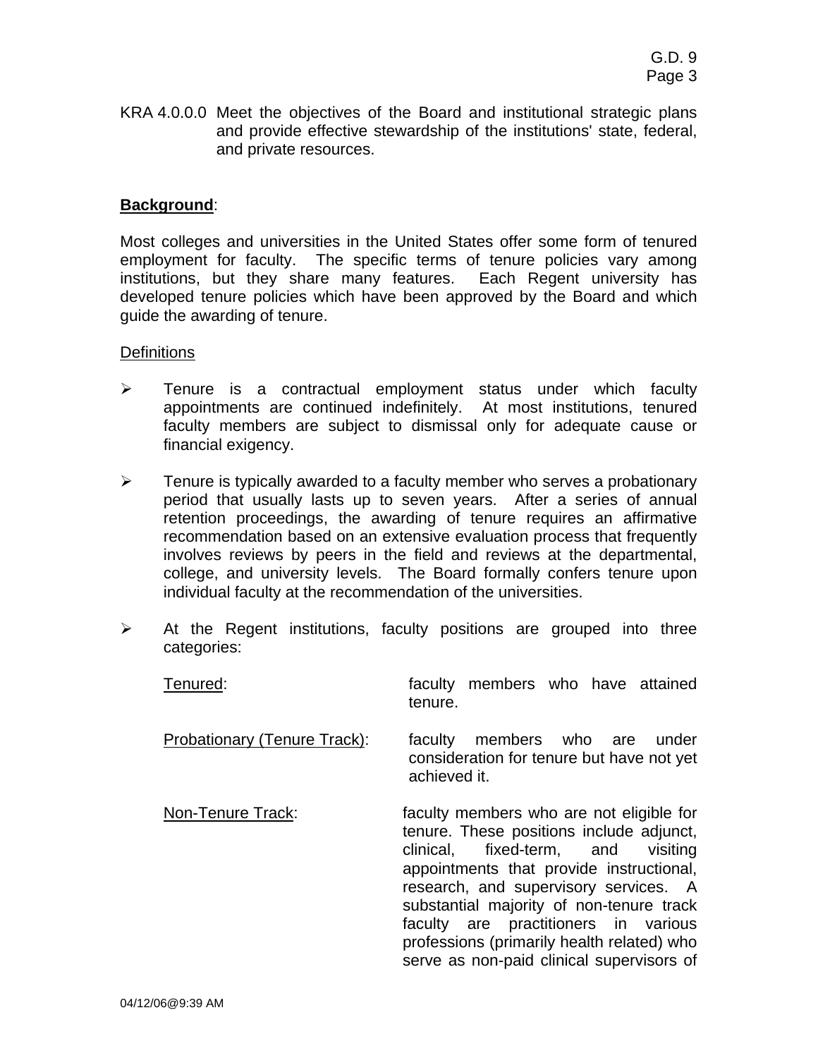KRA 4.0.0.0 Meet the objectives of the Board and institutional strategic plans and provide effective stewardship of the institutions' state, federal, and private resources.

**Background**:

Most colleges and universities in the United States offer some form of tenured employment for faculty. The specific terms of tenure policies vary among institutions, but they share many features. Each Regent university has developed tenure policies which have been approved by the Board and which guide the awarding of tenure.

Definitions

- Tenure is a contractual employment status under which faculty appointments are continued indefinitely. At most institutions, tenured faculty members are subject to dismissal only for adequate cause or financial exigency.

- Tenure is typically awarded to a faculty member who serves a probationary period that usually lasts up to seven years. After a series of annual retention proceedings, the awarding of tenure requires an affirmative recommendation based on an extensive evaluation process that frequently involves reviews by peers in the field and reviews at the departmental, college, and university levels. The Board formally confers tenure upon individual faculty at the recommendation of the universities.

- At the Regent institutions, faculty positions are grouped into three categories:

  Tenured: faculty members who have attained tenure.

  Probationary (Tenure Track): faculty members who are under consideration for tenure but have not yet achieved it.

  Non-Tenure Track: faculty members who are not eligible for tenure. These positions include adjunct, clinical, fixed-term, and visiting appointments that provide instructional, research, and supervisory services. A substantial majority of non-tenure track faculty are practitioners in various professions (primarily health related) who serve as non-paid clinical supervisors of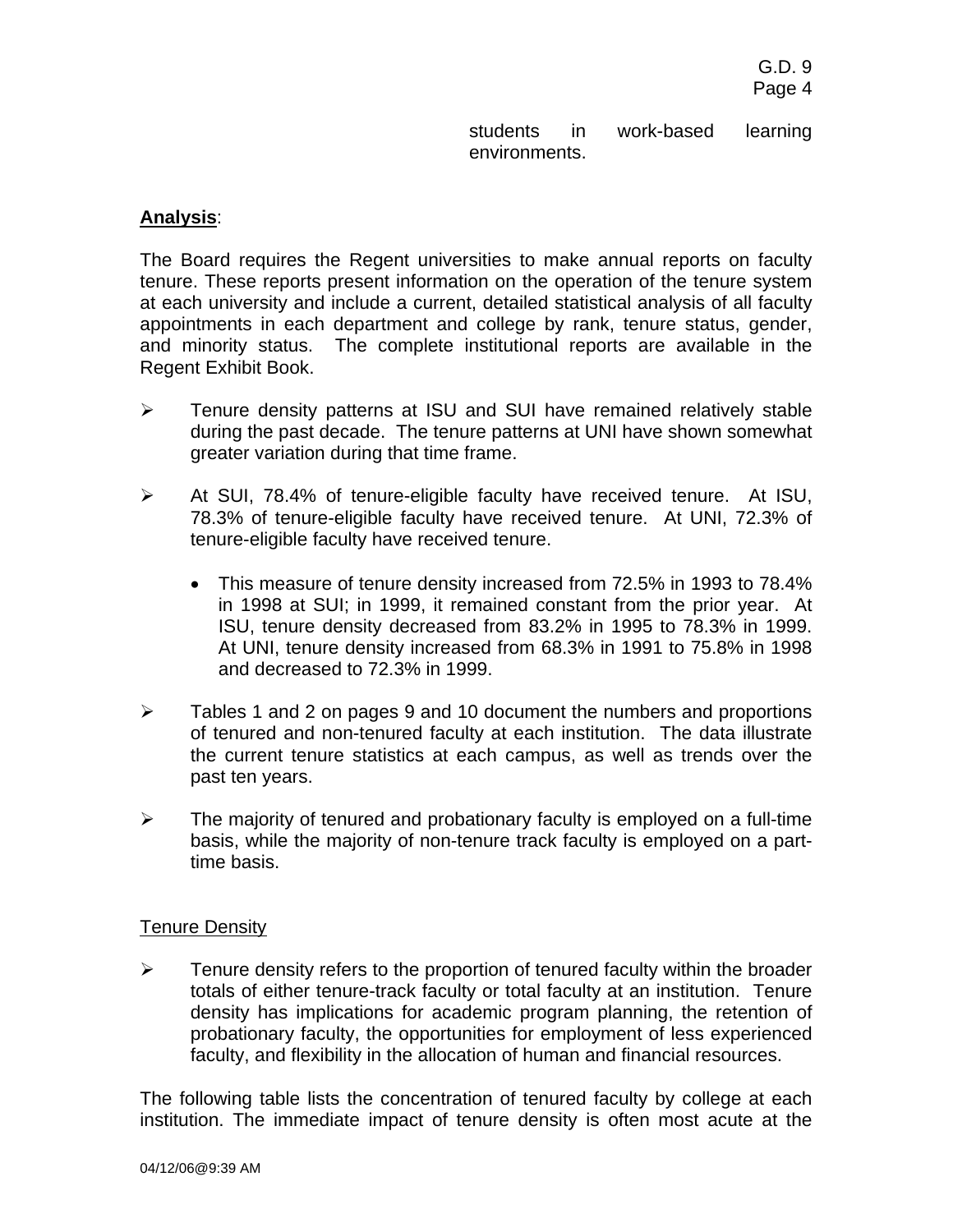students in work-based learning environments.

**Analysis**:

The Board requires the Regent universities to make annual reports on faculty tenure. These reports present information on the operation of the tenure system at each university and include a current, detailed statistical analysis of all faculty appointments in each department and college by rank, tenure status, gender, and minority status. The complete institutional reports are available in the Regent Exhibit Book.

- Tenure density patterns at ISU and SUI have remained relatively stable during the past decade. The tenure patterns at UNI have shown somewhat greater variation during that time frame.

- At SUI, 78.4% of tenure-eligible faculty have received tenure. At ISU, 78.3% of tenure-eligible faculty have received tenure. At UNI, 72.3% of tenure-eligible faculty have received tenure.

  - This measure of tenure density increased from 72.5% in 1993 to 78.4% in 1998 at SUI; in 1999, it remained constant from the prior year. At ISU, tenure density decreased from 83.2% in 1995 to 78.3% in 1999. At UNI, tenure density increased from 68.3% in 1991 to 75.8% in 1998 and decreased to 72.3% in 1999.

- Tables 1 and 2 on pages 9 and 10 document the numbers and proportions of tenured and non-tenured faculty at each institution. The data illustrate the current tenure statistics at each campus, as well as trends over the past ten years.

- The majority of tenured and probationary faculty is employed on a full-time basis, while the majority of non-tenure track faculty is employed on a part-time basis.

Tenure Density

- Tenure density refers to the proportion of tenured faculty within the broader totals of either tenure-track faculty or total faculty at an institution. Tenure density has implications for academic program planning, the retention of probationary faculty, the opportunities for employment of less experienced faculty, and flexibility in the allocation of human and financial resources.

The following table lists the concentration of tenured faculty by college at each institution. The immediate impact of tenure density is often most acute at the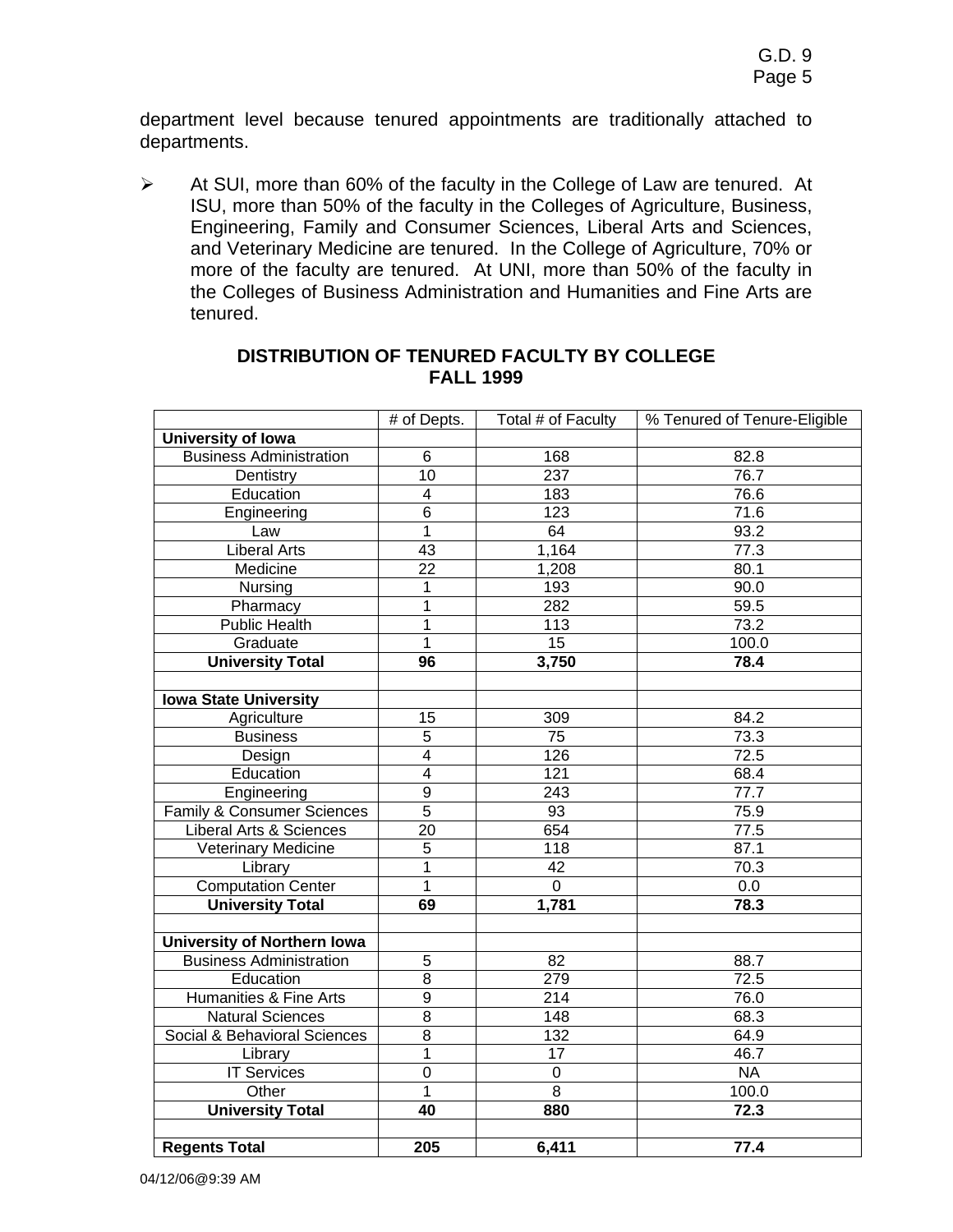department level because tenured appointments are traditionally attached to departments.

- At SUI, more than 60% of the faculty in the College of Law are tenured. At ISU, more than 50% of the faculty in the Colleges of Agriculture, Business, Engineering, Family and Consumer Sciences, Liberal Arts and Sciences, and Veterinary Medicine are tenured. In the College of Agriculture, 70% or more of the faculty are tenured. At UNI, more than 50% of the faculty in the Colleges of Business Administration and Humanities and Fine Arts are tenured.

## DISTRIBUTION OF TENURED FACULTY BY COLLEGE
## FALL 1999

| | # of Depts. | Total # of Faculty | % Tenured of Tenure-Eligible |
|---|---|---|---|
| **University of Iowa** | | | |
| Business Administration | 6 | 168 | 82.8 |
| Dentistry | 10 | 237 | 76.7 |
| Education | 4 | 183 | 76.6 |
| Engineering | 6 | 123 | 71.6 |
| Law | 1 | 64 | 93.2 |
| Liberal Arts | 43 | 1,164 | 77.3 |
| Medicine | 22 | 1,208 | 80.1 |
| Nursing | 1 | 193 | 90.0 |
| Pharmacy | 1 | 282 | 59.5 |
| Public Health | 1 | 113 | 73.2 |
| Graduate | 1 | 15 | 100.0 |
| **University Total** | **96** | **3,750** | **78.4** |
| | | | |
| **Iowa State University** | | | |
| Agriculture | 15 | 309 | 84.2 |
| Business | 5 | 75 | 73.3 |
| Design | 4 | 126 | 72.5 |
| Education | 4 | 121 | 68.4 |
| Engineering | 9 | 243 | 77.7 |
| Family & Consumer Sciences | 5 | 93 | 75.9 |
| Liberal Arts & Sciences | 20 | 654 | 77.5 |
| Veterinary Medicine | 5 | 118 | 87.1 |
| Library | 1 | 42 | 70.3 |
| Computation Center | 1 | 0 | 0.0 |
| **University Total** | **69** | **1,781** | **78.3** |
| | | | |
| **University of Northern Iowa** | | | |
| Business Administration | 5 | 82 | 88.7 |
| Education | 8 | 279 | 72.5 |
| Humanities & Fine Arts | 9 | 214 | 76.0 |
| Natural Sciences | 8 | 148 | 68.3 |
| Social & Behavioral Sciences | 8 | 132 | 64.9 |
| Library | 1 | 17 | 46.7 |
| IT Services | 0 | 0 | NA |
| Other | 1 | 8 | 100.0 |
| **University Total** | **40** | **880** | **72.3** |
| | | | |
| **Regents Total** | **205** | **6,411** | **77.4** |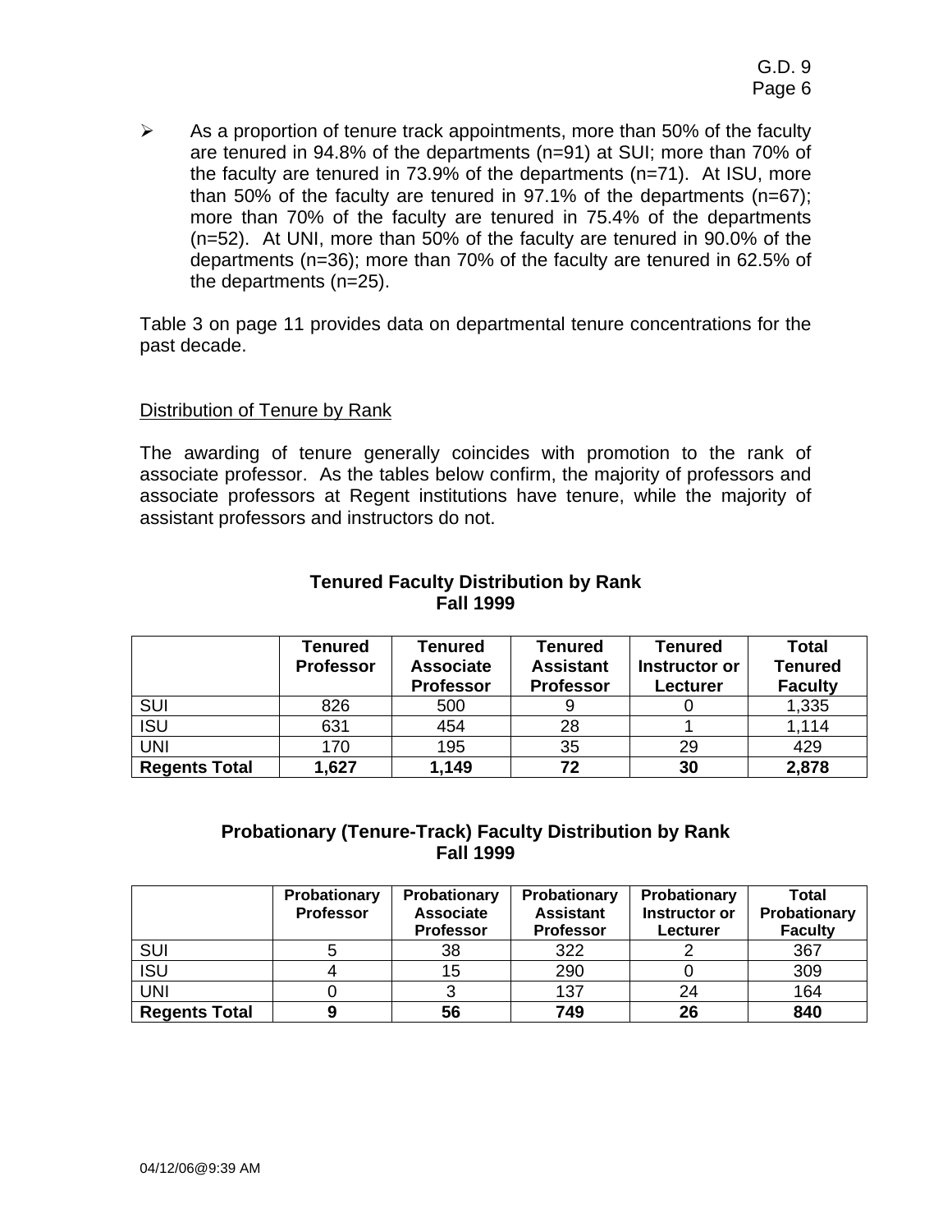- As a proportion of tenure track appointments, more than 50% of the faculty are tenured in 94.8% of the departments (n=91) at SUI; more than 70% of the faculty are tenured in 73.9% of the departments (n=71). At ISU, more than 50% of the faculty are tenured in 97.1% of the departments (n=67); more than 70% of the faculty are tenured in 75.4% of the departments (n=52). At UNI, more than 50% of the faculty are tenured in 90.0% of the departments (n=36); more than 70% of the faculty are tenured in 62.5% of the departments (n=25).

Table 3 on page 11 provides data on departmental tenure concentrations for the past decade.

## Distribution of Tenure by Rank

The awarding of tenure generally coincides with promotion to the rank of associate professor. As the tables below confirm, the majority of professors and associate professors at Regent institutions have tenure, while the majority of assistant professors and instructors do not.

**Tenured Faculty Distribution by Rank**
**Fall 1999**

| | Tenured Professor | Tenured Associate Professor | Tenured Assistant Professor | Tenured Instructor or Lecturer | Total Tenured Faculty |
|---|---|---|---|---|---|
| SUI | 826 | 500 | 9 | 0 | 1,335 |
| ISU | 631 | 454 | 28 | 1 | 1,114 |
| UNI | 170 | 195 | 35 | 29 | 429 |
| **Regents Total** | **1,627** | **1,149** | **72** | **30** | **2,878** |

**Probationary (Tenure-Track) Faculty Distribution by Rank**
**Fall 1999**

| | Probationary Professor | Probationary Associate Professor | Probationary Assistant Professor | Probationary Instructor or Lecturer | Total Probationary Faculty |
|---|---|---|---|---|---|
| SUI | 5 | 38 | 322 | 2 | 367 |
| ISU | 4 | 15 | 290 | 0 | 309 |
| UNI | 0 | 3 | 137 | 24 | 164 |
| **Regents Total** | **9** | **56** | **749** | **26** | **840** |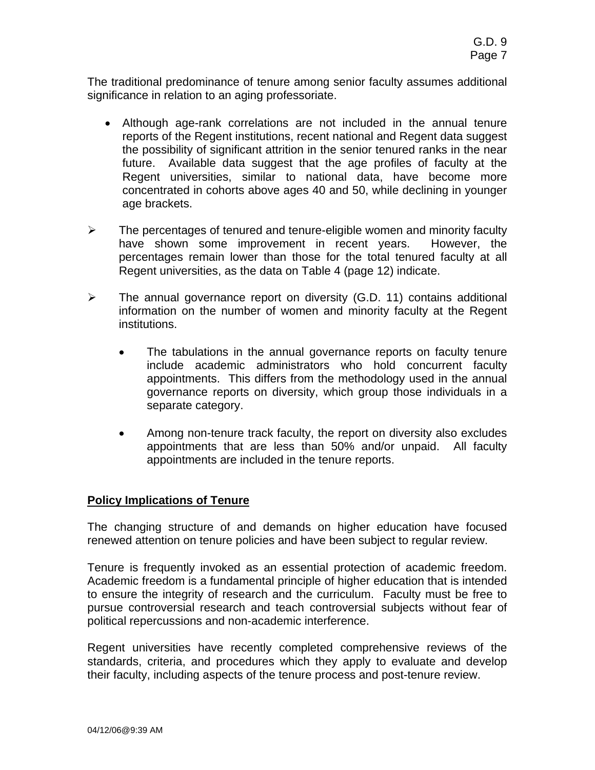The traditional predominance of tenure among senior faculty assumes additional significance in relation to an aging professoriate.

- Although age-rank correlations are not included in the annual tenure reports of the Regent institutions, recent national and Regent data suggest the possibility of significant attrition in the senior tenured ranks in the near future. Available data suggest that the age profiles of faculty at the Regent universities, similar to national data, have become more concentrated in cohorts above ages 40 and 50, while declining in younger age brackets.

- ➢ The percentages of tenured and tenure-eligible women and minority faculty have shown some improvement in recent years. However, the percentages remain lower than those for the total tenured faculty at all Regent universities, as the data on Table 4 (page 12) indicate.

- ➢ The annual governance report on diversity (G.D. 11) contains additional information on the number of women and minority faculty at the Regent institutions.

  - The tabulations in the annual governance reports on faculty tenure include academic administrators who hold concurrent faculty appointments. This differs from the methodology used in the annual governance reports on diversity, which group those individuals in a separate category.

  - Among non-tenure track faculty, the report on diversity also excludes appointments that are less than 50% and/or unpaid. All faculty appointments are included in the tenure reports.

**Policy Implications of Tenure**

The changing structure of and demands on higher education have focused renewed attention on tenure policies and have been subject to regular review.

Tenure is frequently invoked as an essential protection of academic freedom. Academic freedom is a fundamental principle of higher education that is intended to ensure the integrity of research and the curriculum. Faculty must be free to pursue controversial research and teach controversial subjects without fear of political repercussions and non-academic interference.

Regent universities have recently completed comprehensive reviews of the standards, criteria, and procedures which they apply to evaluate and develop their faculty, including aspects of the tenure process and post-tenure review.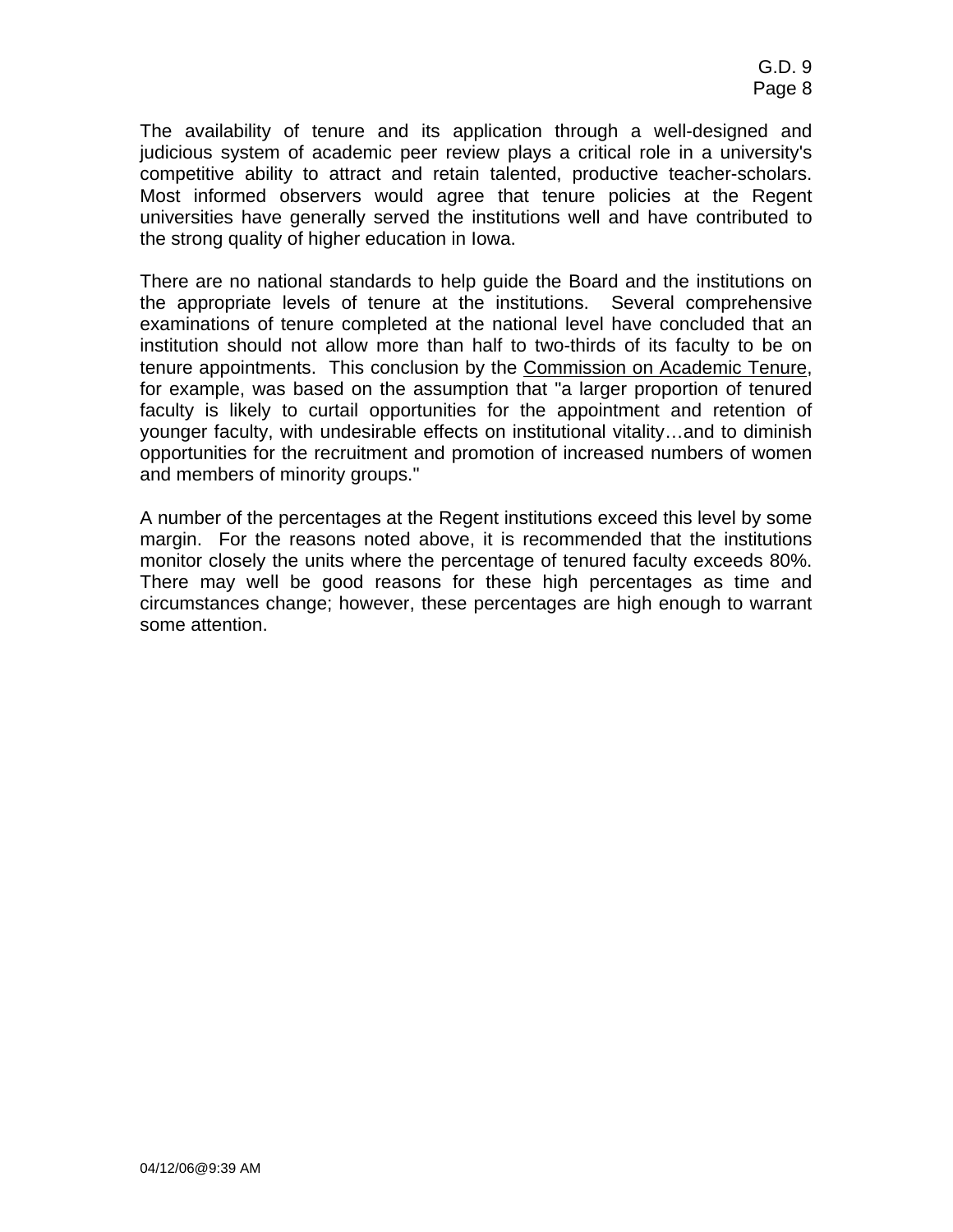The availability of tenure and its application through a well-designed and judicious system of academic peer review plays a critical role in a university's competitive ability to attract and retain talented, productive teacher-scholars. Most informed observers would agree that tenure policies at the Regent universities have generally served the institutions well and have contributed to the strong quality of higher education in Iowa.

There are no national standards to help guide the Board and the institutions on the appropriate levels of tenure at the institutions. Several comprehensive examinations of tenure completed at the national level have concluded that an institution should not allow more than half to two-thirds of its faculty to be on tenure appointments. This conclusion by the Commission on Academic Tenure, for example, was based on the assumption that "a larger proportion of tenured faculty is likely to curtail opportunities for the appointment and retention of younger faculty, with undesirable effects on institutional vitality…and to diminish opportunities for the recruitment and promotion of increased numbers of women and members of minority groups."

A number of the percentages at the Regent institutions exceed this level by some margin. For the reasons noted above, it is recommended that the institutions monitor closely the units where the percentage of tenured faculty exceeds 80%. There may well be good reasons for these high percentages as time and circumstances change; however, these percentages are high enough to warrant some attention.